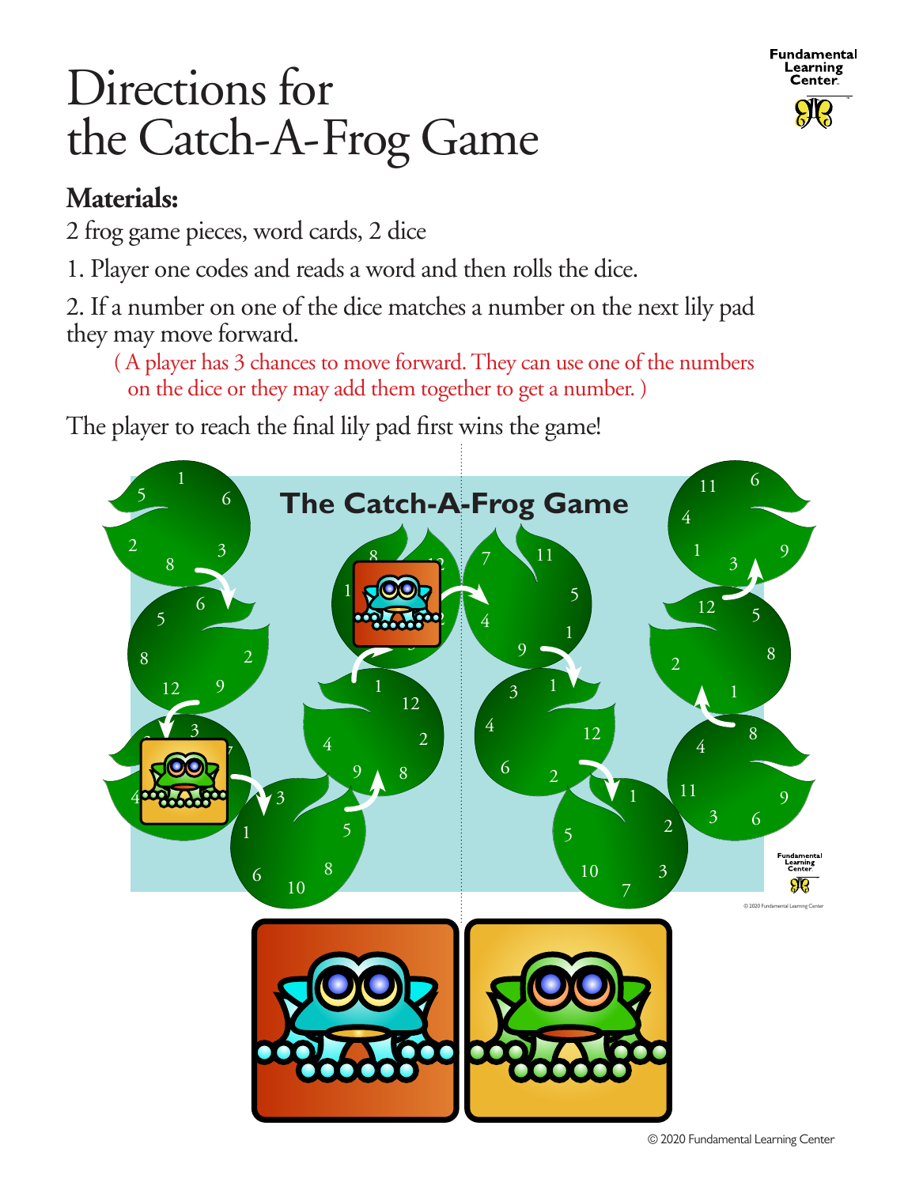# Directions for the Catch-A-Frog Game

## Materials:

2 frog game pieces, word cards, 2 dice

1. Player one codes and reads a word and then rolls the dice.
2. If a number on one of the dice matches a number on the next lily pad they may move forward.

   ( A player has 3 chances to move forward. They can use one of the numbers on the dice or they may add them together to get a number. )

The player to reach the final lily pad first wins the game!

The Catch-A-Frog Game

© 2020 Fundamental Learning Center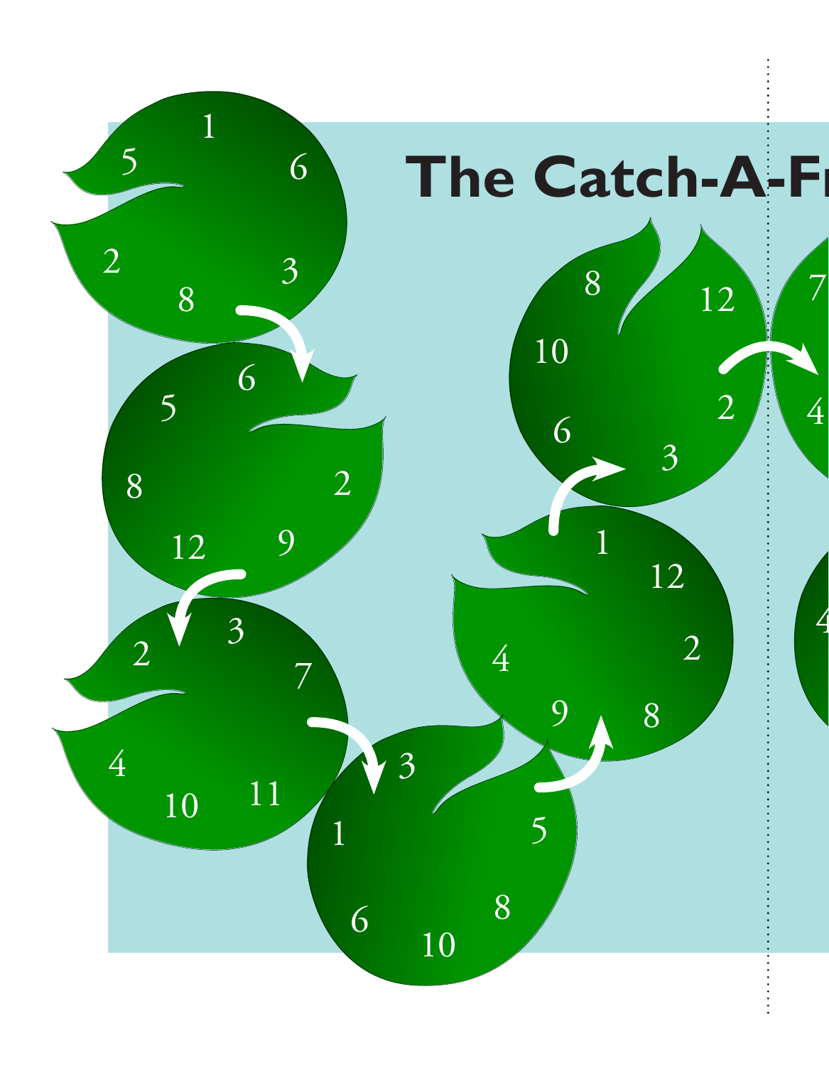# The Catch-A-Fr

1

5

6

2

3

8

6

5

8

2

12

9

3

2

7

4

10

11

3

1

5

6

8

10

8

12

10

2

6

3

1

12

2

4

9

8

7

4

4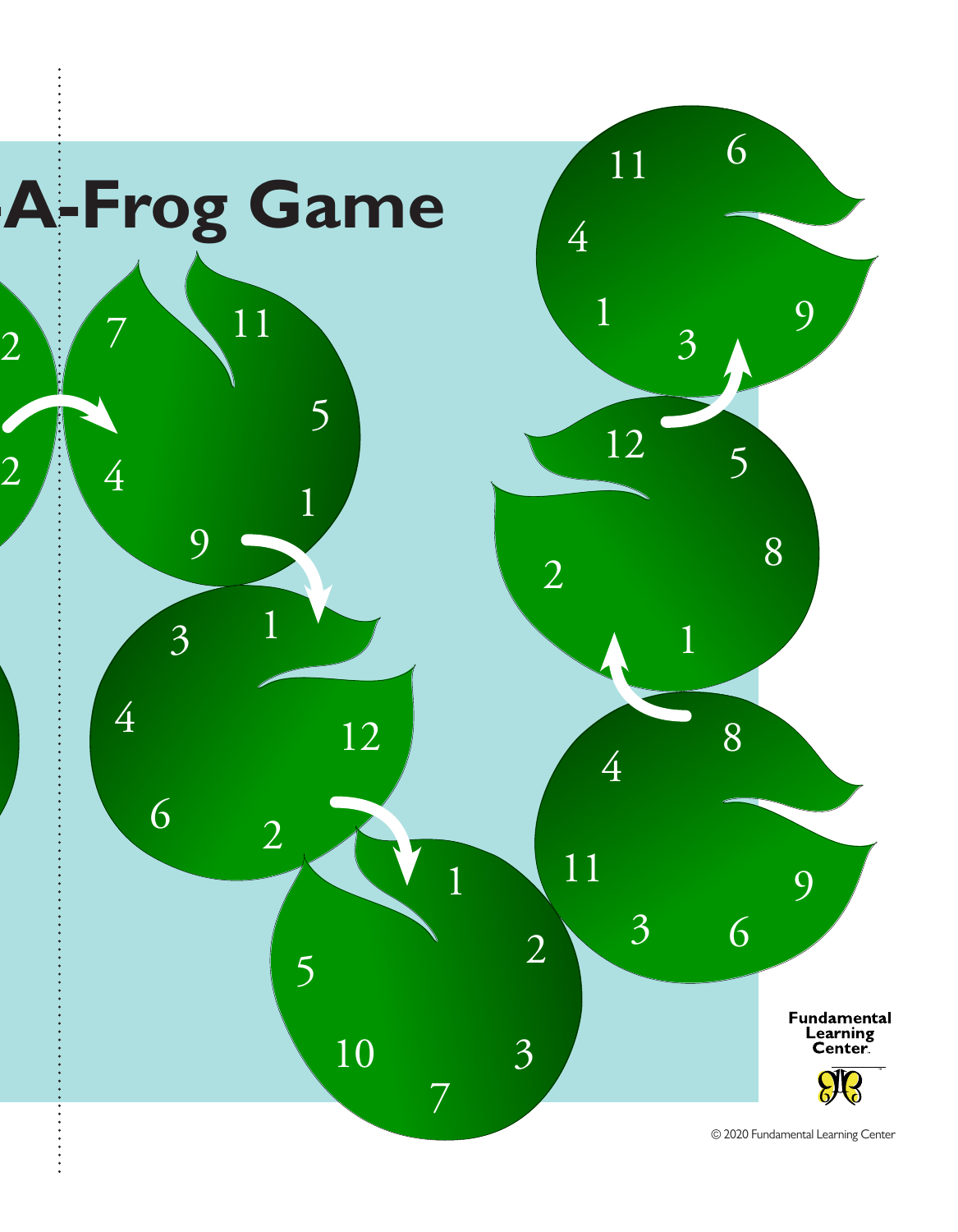# -A-Frog Game

2 7 11

5

2 4

1

9

3 1

4

12

6

2

1

5

2

10

3

7

11 6

4

9

1

3

12

5

2

8

1

8

4

11

9

3

6

Fundamental Learning Center.

© 2020 Fundamental Learning Center